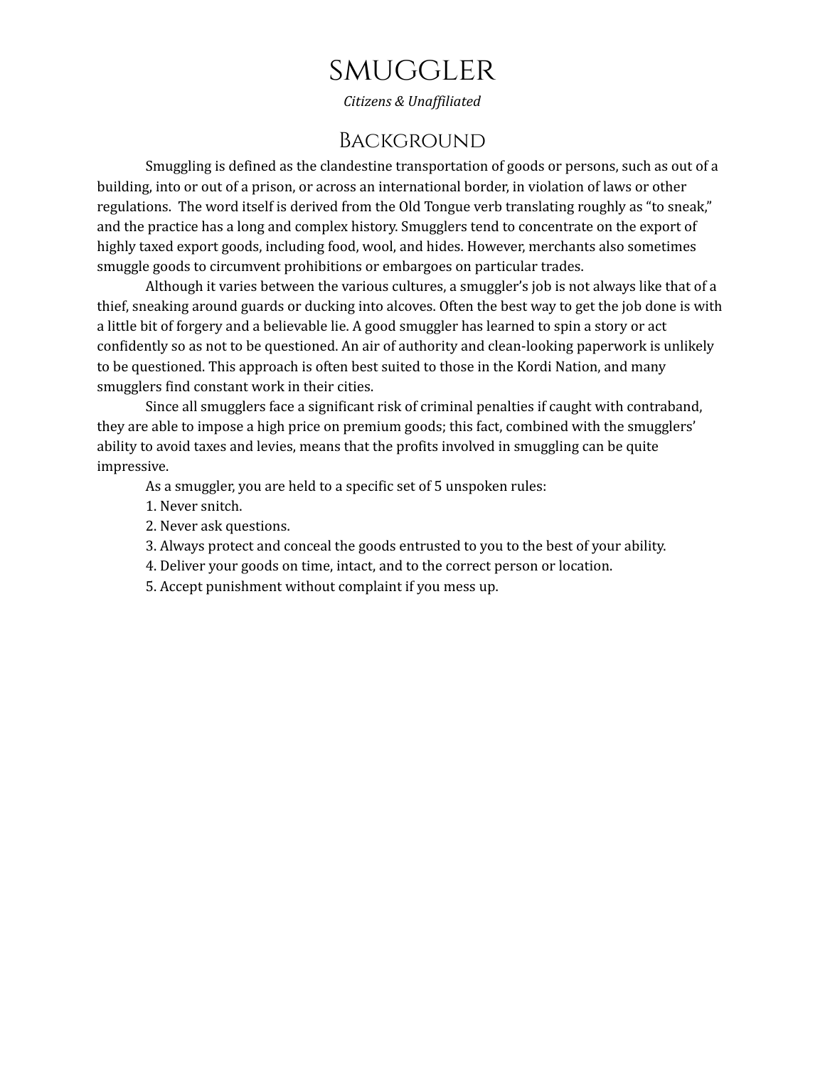# Smuggler

*Citizens & Unaffiliated*

## Background

Smuggling is defined as the clandestine transportation of goods or persons, such as out of a building, into or out of a prison, or across an international border, in violation of laws or other regulations. The word itself is derived from the Old Tongue verb translating roughly as "to sneak," and the practice has a long and complex history. Smugglers tend to concentrate on the export of highly taxed export goods, including food, wool, and hides. However, merchants also sometimes smuggle goods to circumvent prohibitions or embargoes on particular trades.

Although it varies between the various cultures, a smuggler's job is not always like that of a thief, sneaking around guards or ducking into alcoves. Often the best way to get the job done is with a little bit of forgery and a believable lie. A good smuggler has learned to spin a story or act confidently so as not to be questioned. An air of authority and clean-looking paperwork is unlikely to be questioned. This approach is often best suited to those in the Kordi Nation, and many smugglers find constant work in their cities.

Since all smugglers face a significant risk of criminal penalties if caught with contraband, they are able to impose a high price on premium goods; this fact, combined with the smugglers' ability to avoid taxes and levies, means that the profits involved in smuggling can be quite impressive.

As a smuggler, you are held to a specific set of 5 unspoken rules:

1. Never snitch.
2. Never ask questions.
3. Always protect and conceal the goods entrusted to you to the best of your ability.
4. Deliver your goods on time, intact, and to the correct person or location.
5. Accept punishment without complaint if you mess up.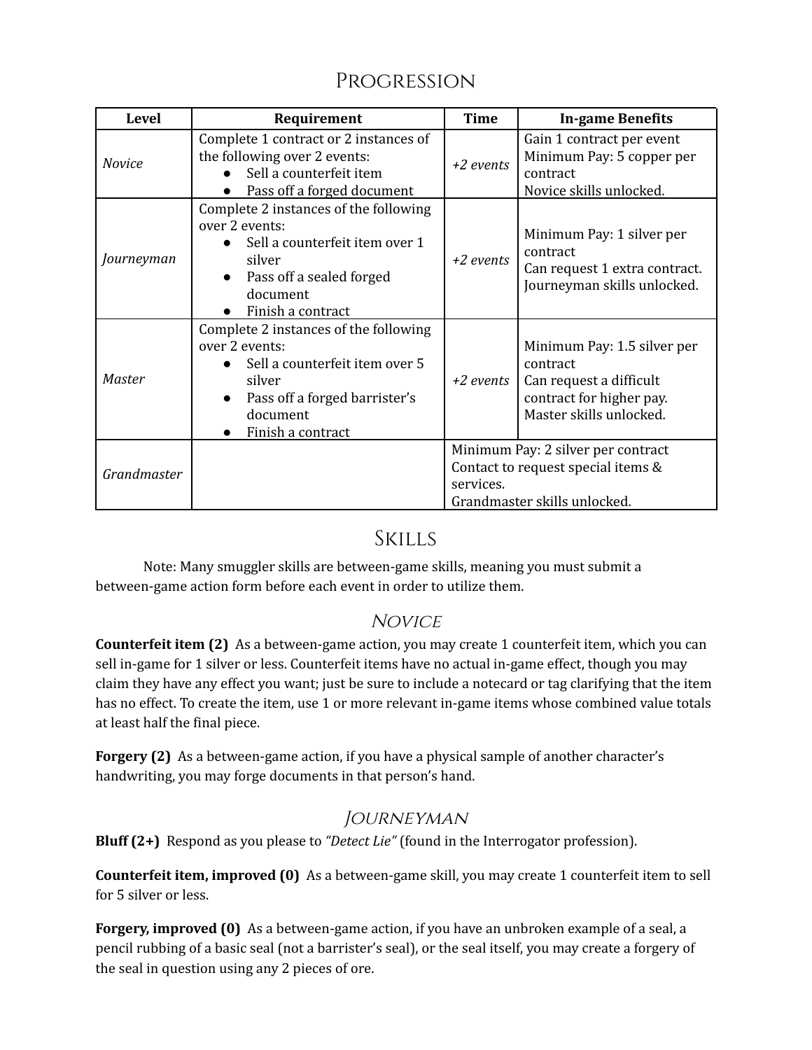## Progression

| Level | Requirement | Time | In-game Benefits |
|---|---|---|---|
| *Novice* | Complete 1 contract or 2 instances of the following over 2 events:<br>● Sell a counterfeit item<br>● Pass off a forged document | *+2 events* | Gain 1 contract per event<br>Minimum Pay: 5 copper per contract<br>Novice skills unlocked. |
| *Journeyman* | Complete 2 instances of the following over 2 events:<br>● Sell a counterfeit item over 1 silver<br>● Pass off a sealed forged document<br>● Finish a contract | *+2 events* | Minimum Pay: 1 silver per contract<br>Can request 1 extra contract.<br>Journeyman skills unlocked. |
| *Master* | Complete 2 instances of the following over 2 events:<br>● Sell a counterfeit item over 5 silver<br>● Pass off a forged barrister's document<br>● Finish a contract | *+2 events* | Minimum Pay: 1.5 silver per contract<br>Can request a difficult contract for higher pay.<br>Master skills unlocked. |
| *Grandmaster* | | Minimum Pay: 2 silver per contract<br>Contact to request special items & services.<br>Grandmaster skills unlocked. | |

## Skills

Note: Many smuggler skills are between-game skills, meaning you must submit a between-game action form before each event in order to utilize them.

### *Novice*

**Counterfeit item (2)** As a between-game action, you may create 1 counterfeit item, which you can sell in-game for 1 silver or less. Counterfeit items have no actual in-game effect, though you may claim they have any effect you want; just be sure to include a notecard or tag clarifying that the item has no effect. To create the item, use 1 or more relevant in-game items whose combined value totals at least half the final piece.

**Forgery (2)** As a between-game action, if you have a physical sample of another character's handwriting, you may forge documents in that person's hand.

### *Journeyman*

**Bluff (2+)** Respond as you please to *"Detect Lie"* (found in the Interrogator profession).

**Counterfeit item, improved (0)** As a between-game skill, you may create 1 counterfeit item to sell for 5 silver or less.

**Forgery, improved (0)** As a between-game action, if you have an unbroken example of a seal, a pencil rubbing of a basic seal (not a barrister's seal), or the seal itself, you may create a forgery of the seal in question using any 2 pieces of ore.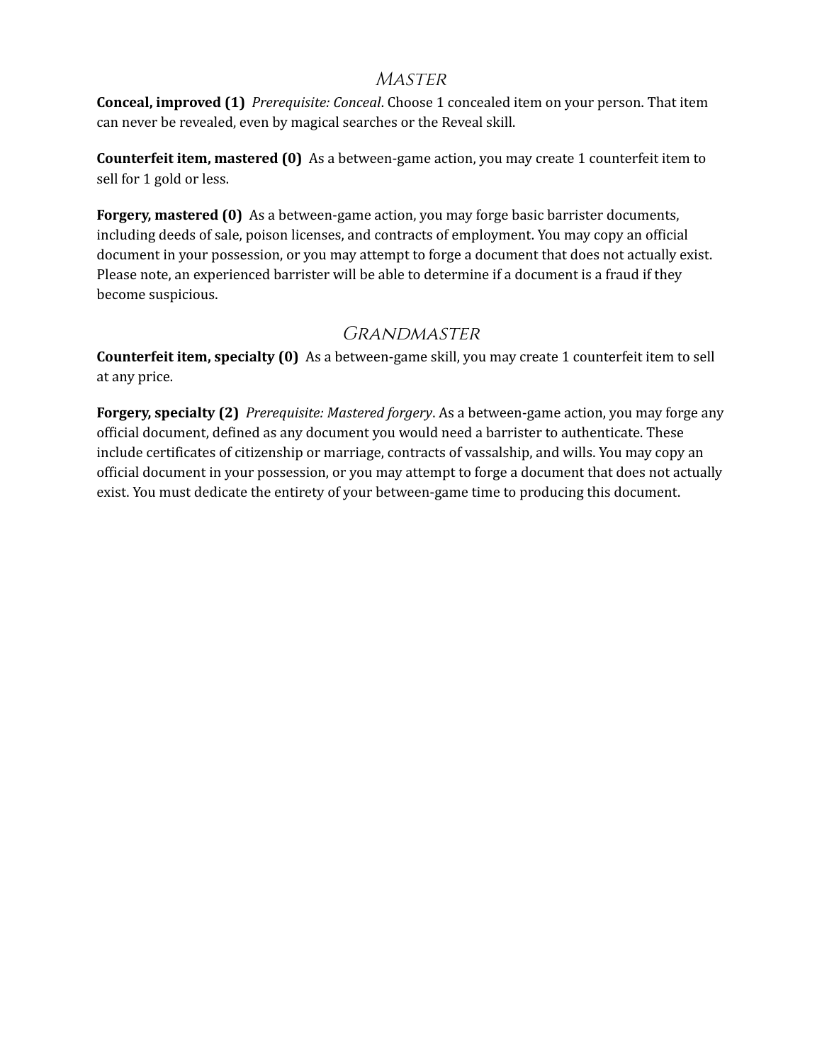## Master

**Conceal, improved (1)** *Prerequisite: Conceal*. Choose 1 concealed item on your person. That item can never be revealed, even by magical searches or the Reveal skill.

**Counterfeit item, mastered (0)** As a between-game action, you may create 1 counterfeit item to sell for 1 gold or less.

**Forgery, mastered (0)** As a between-game action, you may forge basic barrister documents, including deeds of sale, poison licenses, and contracts of employment. You may copy an official document in your possession, or you may attempt to forge a document that does not actually exist. Please note, an experienced barrister will be able to determine if a document is a fraud if they become suspicious.

## Grandmaster

**Counterfeit item, specialty (0)** As a between-game skill, you may create 1 counterfeit item to sell at any price.

**Forgery, specialty (2)** *Prerequisite: Mastered forgery*. As a between-game action, you may forge any official document, defined as any document you would need a barrister to authenticate. These include certificates of citizenship or marriage, contracts of vassalship, and wills. You may copy an official document in your possession, or you may attempt to forge a document that does not actually exist. You must dedicate the entirety of your between-game time to producing this document.